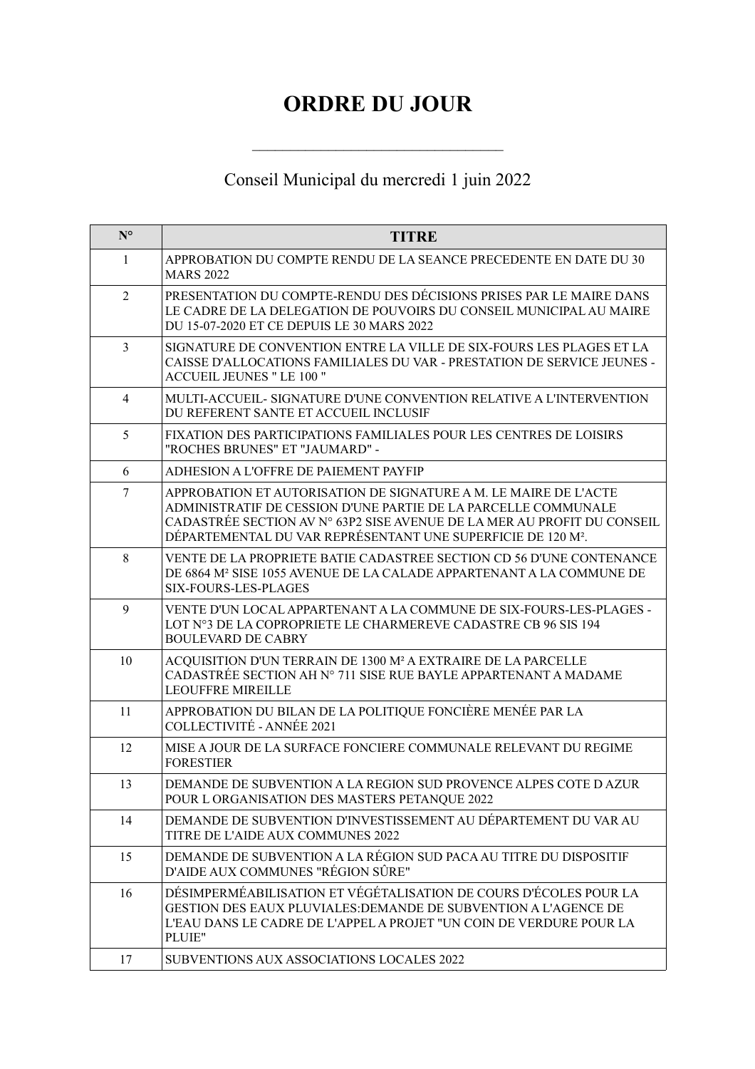# ORDRE DU JOUR

---

Conseil Municipal du mercredi 1 juin 2022

| N° | TITRE |
|---|---|
| 1 | APPROBATION DU COMPTE RENDU DE LA SEANCE PRECEDENTE EN DATE DU 30 MARS 2022 |
| 2 | PRESENTATION DU COMPTE-RENDU DES DÉCISIONS PRISES PAR LE MAIRE DANS LE CADRE DE LA DELEGATION DE POUVOIRS DU CONSEIL MUNICIPAL AU MAIRE DU 15-07-2020 ET CE DEPUIS LE 30 MARS 2022 |
| 3 | SIGNATURE DE CONVENTION ENTRE LA VILLE DE SIX-FOURS LES PLAGES ET LA CAISSE D'ALLOCATIONS FAMILIALES DU VAR - PRESTATION DE SERVICE JEUNES - ACCUEIL JEUNES " LE 100 " |
| 4 | MULTI-ACCUEIL- SIGNATURE D'UNE CONVENTION RELATIVE A L'INTERVENTION DU REFERENT SANTE ET ACCUEIL INCLUSIF |
| 5 | FIXATION DES PARTICIPATIONS FAMILIALES POUR LES CENTRES DE LOISIRS "ROCHES BRUNES" ET "JAUMARD" - |
| 6 | ADHESION A L'OFFRE DE PAIEMENT PAYFIP |
| 7 | APPROBATION ET AUTORISATION DE SIGNATURE A M. LE MAIRE DE L'ACTE ADMINISTRATIF DE CESSION D'UNE PARTIE DE LA PARCELLE COMMUNALE CADASTRÉE SECTION AV N° 63P2 SISE AVENUE DE LA MER AU PROFIT DU CONSEIL DÉPARTEMENTAL DU VAR REPRÉSENTANT UNE SUPERFICIE DE 120 M². |
| 8 | VENTE DE LA PROPRIETE BATIE CADASTREE SECTION CD 56 D'UNE CONTENANCE DE 6864 M² SISE 1055 AVENUE DE LA CALADE APPARTENANT A LA COMMUNE DE SIX-FOURS-LES-PLAGES |
| 9 | VENTE D'UN LOCAL APPARTENANT A LA COMMUNE DE SIX-FOURS-LES-PLAGES - LOT N°3 DE LA COPROPRIETE LE CHARMEREVE CADASTRE CB 96 SIS 194 BOULEVARD DE CABRY |
| 10 | ACQUISITION D'UN TERRAIN DE 1300 M² A EXTRAIRE DE LA PARCELLE CADASTRÉE SECTION AH N° 711 SISE RUE BAYLE APPARTENANT A MADAME LEOUFFRE MIREILLE |
| 11 | APPROBATION DU BILAN DE LA POLITIQUE FONCIÈRE MENÉE PAR LA COLLECTIVITÉ - ANNÉE 2021 |
| 12 | MISE A JOUR DE LA SURFACE FONCIERE COMMUNALE RELEVANT DU REGIME FORESTIER |
| 13 | DEMANDE DE SUBVENTION A LA REGION SUD PROVENCE ALPES COTE D AZUR POUR L ORGANISATION DES MASTERS PETANQUE 2022 |
| 14 | DEMANDE DE SUBVENTION D'INVESTISSEMENT AU DÉPARTEMENT DU VAR AU TITRE DE L'AIDE AUX COMMUNES 2022 |
| 15 | DEMANDE DE SUBVENTION A LA RÉGION SUD PACA AU TITRE DU DISPOSITIF D'AIDE AUX COMMUNES "RÉGION SÛRE" |
| 16 | DÉSIMPERMÉABILISATION ET VÉGÉTALISATION DE COURS D'ÉCOLES POUR LA GESTION DES EAUX PLUVIALES:DEMANDE DE SUBVENTION A L'AGENCE DE L'EAU DANS LE CADRE DE L'APPEL A PROJET "UN COIN DE VERDURE POUR LA PLUIE" |
| 17 | SUBVENTIONS AUX ASSOCIATIONS LOCALES 2022 |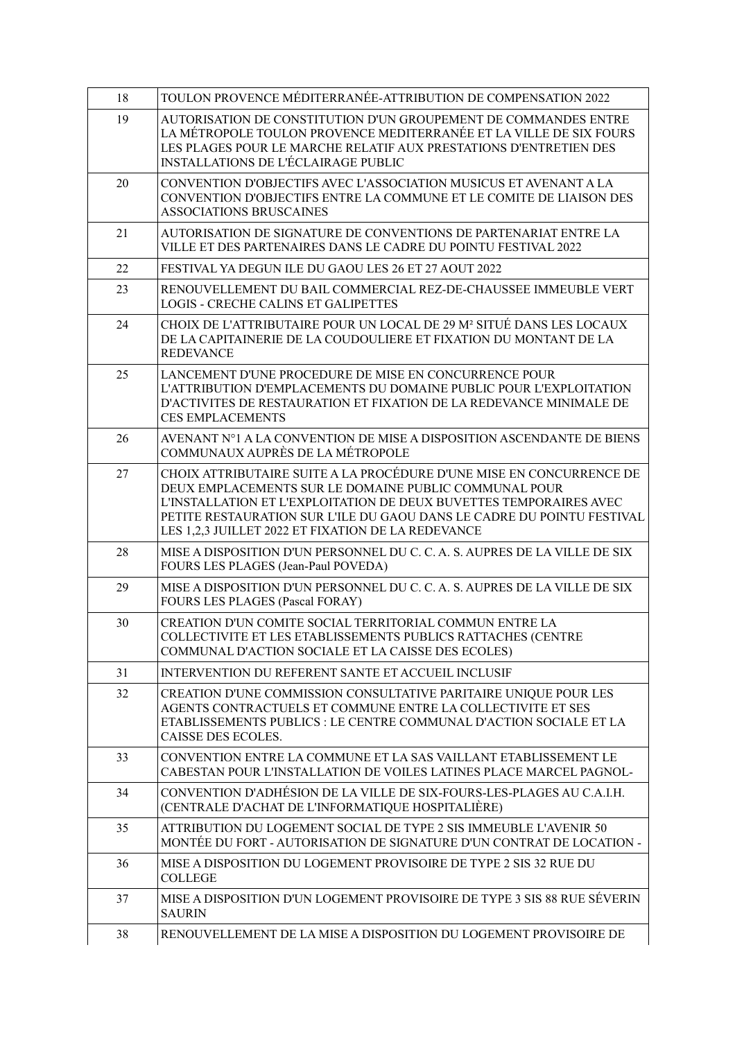| | |
|---|---|
| 18 | TOULON PROVENCE MÉDITERRANÉE-ATTRIBUTION DE COMPENSATION 2022 |
| 19 | AUTORISATION DE CONSTITUTION D'UN GROUPEMENT DE COMMANDES ENTRE LA MÉTROPOLE TOULON PROVENCE MEDITERRANÉE ET LA VILLE DE SIX FOURS LES PLAGES POUR LE MARCHE RELATIF AUX PRESTATIONS D'ENTRETIEN DES INSTALLATIONS DE L'ÉCLAIRAGE PUBLIC |
| 20 | CONVENTION D'OBJECTIFS AVEC L'ASSOCIATION MUSICUS ET AVENANT A LA CONVENTION D'OBJECTIFS ENTRE LA COMMUNE ET LE COMITE DE LIAISON DES ASSOCIATIONS BRUSCAINES |
| 21 | AUTORISATION DE SIGNATURE DE CONVENTIONS DE PARTENARIAT ENTRE LA VILLE ET DES PARTENAIRES DANS LE CADRE DU POINTU FESTIVAL 2022 |
| 22 | FESTIVAL YA DEGUN ILE DU GAOU LES 26 ET 27 AOUT 2022 |
| 23 | RENOUVELLEMENT DU BAIL COMMERCIAL REZ-DE-CHAUSSEE IMMEUBLE VERT LOGIS - CRECHE CALINS ET GALIPETTES |
| 24 | CHOIX DE L'ATTRIBUTAIRE POUR UN LOCAL DE 29 M² SITUÉ DANS LES LOCAUX DE LA CAPITAINERIE DE LA COUDOULIERE ET FIXATION DU MONTANT DE LA REDEVANCE |
| 25 | LANCEMENT D'UNE PROCEDURE DE MISE EN CONCURRENCE POUR L'ATTRIBUTION D'EMPLACEMENTS DU DOMAINE PUBLIC POUR L'EXPLOITATION D'ACTIVITES DE RESTAURATION ET FIXATION DE LA REDEVANCE MINIMALE DE CES EMPLACEMENTS |
| 26 | AVENANT N°1 A LA CONVENTION DE MISE A DISPOSITION ASCENDANTE DE BIENS COMMUNAUX AUPRÈS DE LA MÉTROPOLE |
| 27 | CHOIX ATTRIBUTAIRE SUITE A LA PROCÉDURE D'UNE MISE EN CONCURRENCE DE DEUX EMPLACEMENTS SUR LE DOMAINE PUBLIC COMMUNAL POUR L'INSTALLATION ET L'EXPLOITATION DE DEUX BUVETTES TEMPORAIRES AVEC PETITE RESTAURATION SUR L'ILE DU GAOU DANS LE CADRE DU POINTU FESTIVAL LES 1,2,3 JUILLET 2022 ET FIXATION DE LA REDEVANCE |
| 28 | MISE A DISPOSITION D'UN PERSONNEL DU C. C. A. S. AUPRES DE LA VILLE DE SIX FOURS LES PLAGES (Jean-Paul POVEDA) |
| 29 | MISE A DISPOSITION D'UN PERSONNEL DU C. C. A. S. AUPRES DE LA VILLE DE SIX FOURS LES PLAGES (Pascal FORAY) |
| 30 | CREATION D'UN COMITE SOCIAL TERRITORIAL COMMUN ENTRE LA COLLECTIVITE ET LES ETABLISSEMENTS PUBLICS RATTACHES (CENTRE COMMUNAL D'ACTION SOCIALE ET LA CAISSE DES ECOLES) |
| 31 | INTERVENTION DU REFERENT SANTE ET ACCUEIL INCLUSIF |
| 32 | CREATION D'UNE COMMISSION CONSULTATIVE PARITAIRE UNIQUE POUR LES AGENTS CONTRACTUELS ET COMMUNE ENTRE LA COLLECTIVITE ET SES ETABLISSEMENTS PUBLICS : LE CENTRE COMMUNAL D'ACTION SOCIALE ET LA CAISSE DES ECOLES. |
| 33 | CONVENTION ENTRE LA COMMUNE ET LA SAS VAILLANT ETABLISSEMENT LE CABESTAN POUR L'INSTALLATION DE VOILES LATINES PLACE MARCEL PAGNOL- |
| 34 | CONVENTION D'ADHÉSION DE LA VILLE DE SIX-FOURS-LES-PLAGES AU C.A.I.H. (CENTRALE D'ACHAT DE L'INFORMATIQUE HOSPITALIÈRE) |
| 35 | ATTRIBUTION DU LOGEMENT SOCIAL DE TYPE 2 SIS IMMEUBLE L'AVENIR 50 MONTÉE DU FORT - AUTORISATION DE SIGNATURE D'UN CONTRAT DE LOCATION - |
| 36 | MISE A DISPOSITION DU LOGEMENT PROVISOIRE DE TYPE 2 SIS 32 RUE DU COLLEGE |
| 37 | MISE A DISPOSITION D'UN LOGEMENT PROVISOIRE DE TYPE 3 SIS 88 RUE SÉVERIN SAURIN |
| 38 | RENOUVELLEMENT DE LA MISE A DISPOSITION DU LOGEMENT PROVISOIRE DE |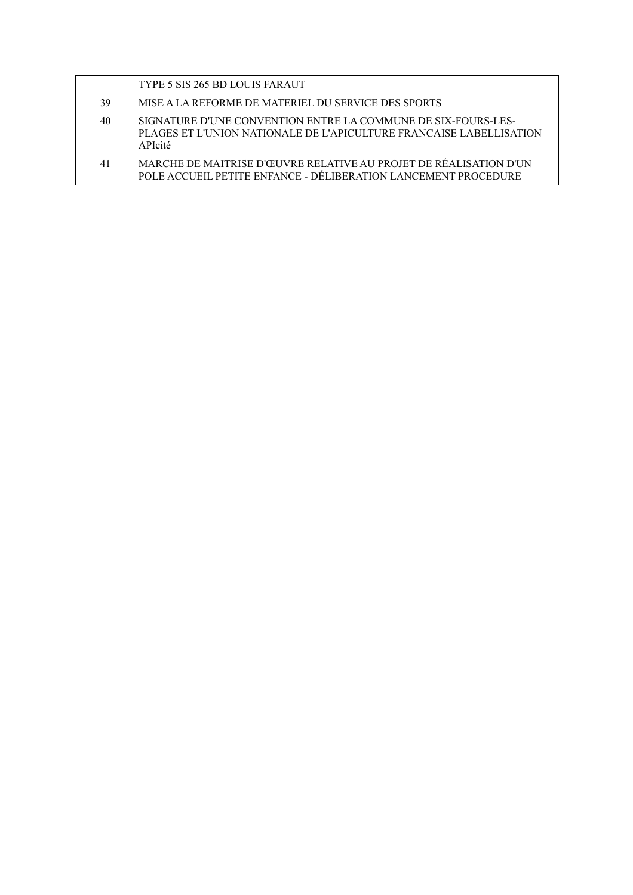| | |
|---|---|
| | TYPE 5 SIS 265 BD LOUIS FARAUT |
| 39 | MISE A LA REFORME DE MATERIEL DU SERVICE DES SPORTS |
| 40 | SIGNATURE D'UNE CONVENTION ENTRE LA COMMUNE DE SIX-FOURS-LES-PLAGES ET L'UNION NATIONALE DE L'APICULTURE FRANCAISE LABELLISATION APIcité |
| 41 | MARCHE DE MAITRISE D'ŒUVRE RELATIVE AU PROJET DE RÉALISATION D'UN POLE ACCUEIL PETITE ENFANCE - DÉLIBERATION LANCEMENT PROCEDURE |